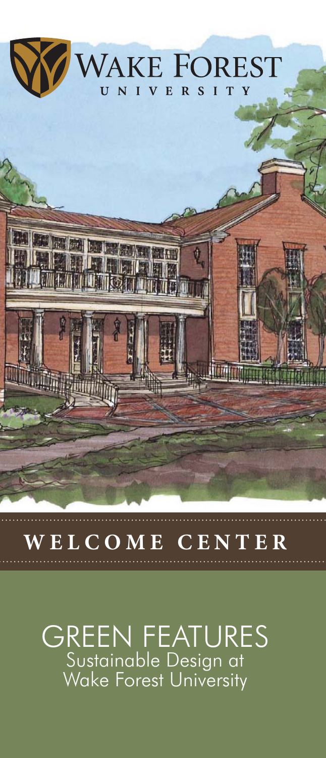# WAKE FOREST UNIVERSITY

## WELCOME CENTER

# GREEN FEATURES

Sustainable Design at Wake Forest University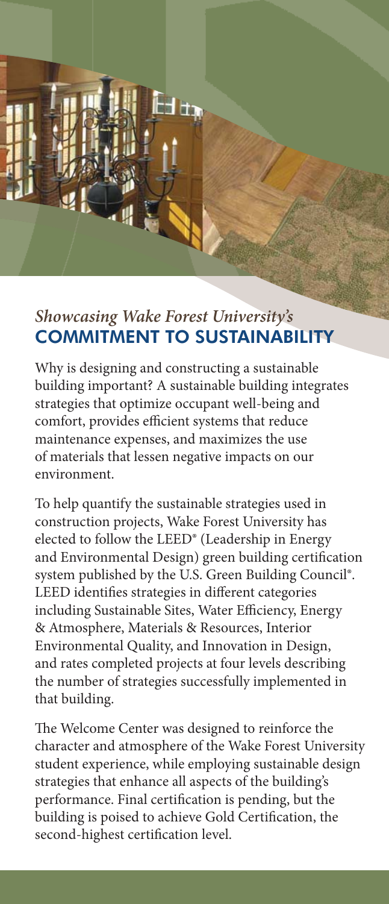## *Showcasing Wake Forest University's* COMMITMENT TO SUSTAINABILITY

Why is designing and constructing a sustainable building important? A sustainable building integrates strategies that optimize occupant well-being and comfort, provides efficient systems that reduce maintenance expenses, and maximizes the use of materials that lessen negative impacts on our environment.

To help quantify the sustainable strategies used in construction projects, Wake Forest University has elected to follow the LEED® (Leadership in Energy and Environmental Design) green building certification system published by the U.S. Green Building Council®. LEED identifies strategies in different categories including Sustainable Sites, Water Efficiency, Energy & Atmosphere, Materials & Resources, Interior Environmental Quality, and Innovation in Design, and rates completed projects at four levels describing the number of strategies successfully implemented in that building.

The Welcome Center was designed to reinforce the character and atmosphere of the Wake Forest University student experience, while employing sustainable design strategies that enhance all aspects of the building's performance. Final certification is pending, but the building is poised to achieve Gold Certification, the second-highest certification level.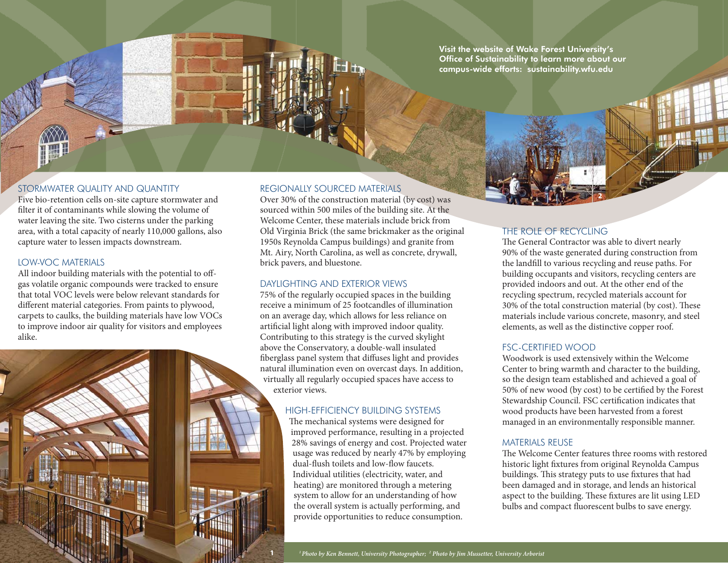Visit the website of Wake Forest University's Office of Sustainability to learn more about our campus-wide efforts: sustainability.wfu.edu

## STORMWATER QUALITY AND QUANTITY

Five bio-retention cells on-site capture stormwater and filter it of contaminants while slowing the volume of water leaving the site. Two cisterns under the parking area, with a total capacity of nearly 110,000 gallons, also capture water to lessen impacts downstream.

## LOW-VOC MATERIALS

All indoor building materials with the potential to off-gas volatile organic compounds were tracked to ensure that total VOC levels were below relevant standards for different material categories. From paints to plywood, carpets to caulks, the building materials have low VOCs to improve indoor air quality for visitors and employees alike.

## REGIONALLY SOURCED MATERIALS

Over 30% of the construction material (by cost) was sourced within 500 miles of the building site. At the Welcome Center, these materials include brick from Old Virginia Brick (the same brickmaker as the original 1950s Reynolda Campus buildings) and granite from Mt. Airy, North Carolina, as well as concrete, drywall, brick pavers, and bluestone.

## DAYLIGHTING AND EXTERIOR VIEWS

75% of the regularly occupied spaces in the building receive a minimum of 25 footcandles of illumination on an average day, which allows for less reliance on artificial light along with improved indoor quality. Contributing to this strategy is the curved skylight above the Conservatory, a double-wall insulated fiberglass panel system that diffuses light and provides natural illumination even on overcast days. In addition, virtually all regularly occupied spaces have access to exterior views.

## HIGH-EFFICIENCY BUILDING SYSTEMS

The mechanical systems were designed for improved performance, resulting in a projected 28% savings of energy and cost. Projected water usage was reduced by nearly 47% by employing dual-flush toilets and low-flow faucets. Individual utilities (electricity, water, and heating) are monitored through a metering system to allow for an understanding of how the overall system is actually performing, and provide opportunities to reduce consumption.

## THE ROLE OF RECYCLING

The General Contractor was able to divert nearly 90% of the waste generated during construction from the landfill to various recycling and reuse paths. For building occupants and visitors, recycling centers are provided indoors and out. At the other end of the recycling spectrum, recycled materials account for 30% of the total construction material (by cost). These materials include various concrete, masonry, and steel elements, as well as the distinctive copper roof.

## FSC-CERTIFIED WOOD

Woodwork is used extensively within the Welcome Center to bring warmth and character to the building, so the design team established and achieved a goal of 50% of new wood (by cost) to be certified by the Forest Stewardship Council. FSC certification indicates that wood products have been harvested from a forest managed in an environmentally responsible manner.

## MATERIALS REUSE

The Welcome Center features three rooms with restored historic light fixtures from original Reynolda Campus buildings. This strategy puts to use fixtures that had been damaged and in storage, and lends an historical aspect to the building. These fixtures are lit using LED bulbs and compact fluorescent bulbs to save energy.

*[1] Photo by Ken Bennett, University Photographer; [2] Photo by Jim Mussetter, University Arborist*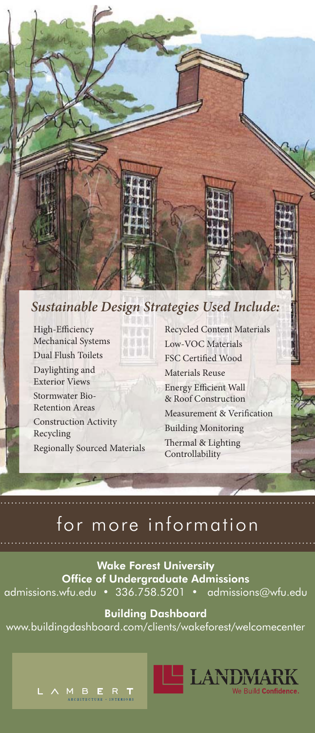## *Sustainable Design Strategies Used Include:*

- High-Efficiency Mechanical Systems
- Dual Flush Toilets
- Daylighting and Exterior Views
- Stormwater Bio-Retention Areas
- Construction Activity Recycling
- Regionally Sourced Materials
- Recycled Content Materials
- Low-VOC Materials
- FSC Certified Wood
- Materials Reuse
- Energy Efficient Wall & Roof Construction
- Measurement & Verification
- Building Monitoring
- Thermal & Lighting Controllability

# for more information

**Wake Forest University**
**Office of Undergraduate Admissions**
admissions.wfu.edu • 336.758.5201 • admissions@wfu.edu

**Building Dashboard**
www.buildingdashboard.com/clients/wakeforest/welcomecenter

LAMBERT ARCHITECTURE + INTERIORS

LANDMARK We Build Confidence.